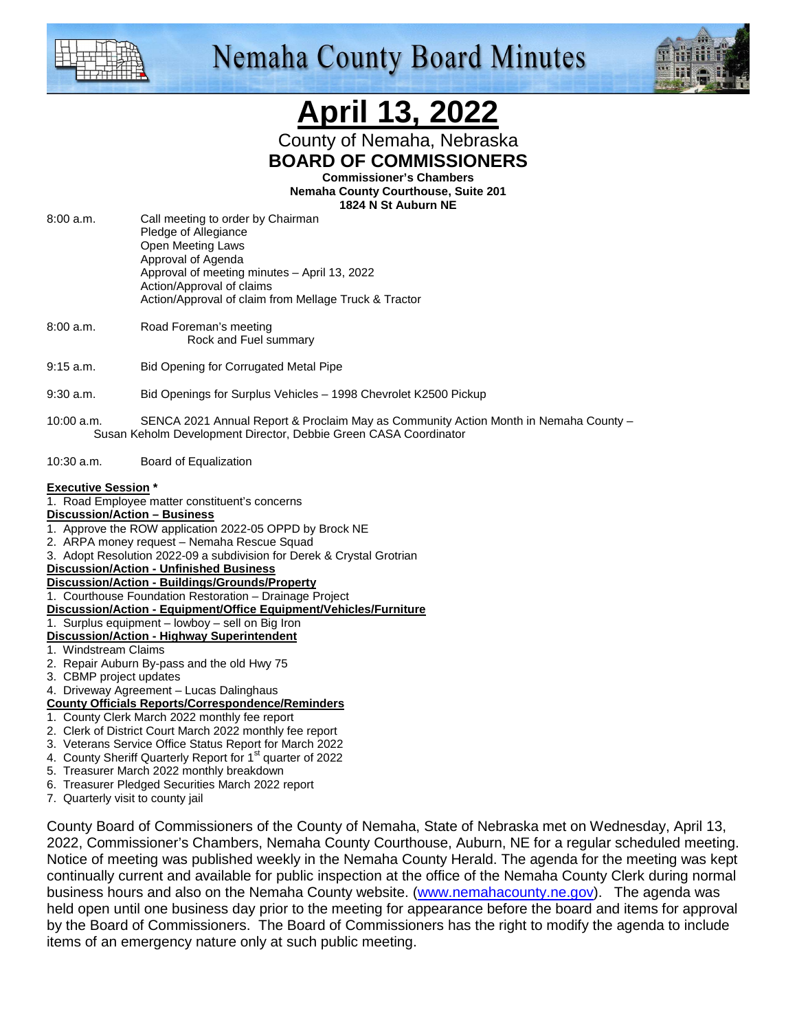# Nemaha County Board Minutes

# April 13, 2022

County of Nemaha, Nebraska
**BOARD OF COMMISSIONERS**
**Commissioner's Chambers**
**Nemaha County Courthouse, Suite 201**
**1824 N St Auburn NE**

8:00 a.m. Call meeting to order by Chairman
Pledge of Allegiance
Open Meeting Laws
Approval of Agenda
Approval of meeting minutes – April 13, 2022
Action/Approval of claims
Action/Approval of claim from Mellage Truck & Tractor

8:00 a.m. Road Foreman's meeting
Rock and Fuel summary

9:15 a.m. Bid Opening for Corrugated Metal Pipe

9:30 a.m. Bid Openings for Surplus Vehicles – 1998 Chevrolet K2500 Pickup

10:00 a.m. SENCA 2021 Annual Report & Proclaim May as Community Action Month in Nemaha County – Susan Keholm Development Director, Debbie Green CASA Coordinator

10:30 a.m. Board of Equalization

**Executive Session ***

1. Road Employee matter constituent's concerns

**Discussion/Action – Business**

1. Approve the ROW application 2022-05 OPPD by Brock NE
2. ARPA money request – Nemaha Rescue Squad
3. Adopt Resolution 2022-09 a subdivision for Derek & Crystal Grotrian

**Discussion/Action - Unfinished Business**

**Discussion/Action - Buildings/Grounds/Property**

1. Courthouse Foundation Restoration – Drainage Project

**Discussion/Action - Equipment/Office Equipment/Vehicles/Furniture**

1. Surplus equipment – lowboy – sell on Big Iron

**Discussion/Action - Highway Superintendent**

1. Windstream Claims
2. Repair Auburn By-pass and the old Hwy 75
3. CBMP project updates
4. Driveway Agreement – Lucas Dalinghaus

**County Officials Reports/Correspondence/Reminders**

1. County Clerk March 2022 monthly fee report
2. Clerk of District Court March 2022 monthly fee report
3. Veterans Service Office Status Report for March 2022
4. County Sheriff Quarterly Report for 1st quarter of 2022
5. Treasurer March 2022 monthly breakdown
6. Treasurer Pledged Securities March 2022 report
7. Quarterly visit to county jail

County Board of Commissioners of the County of Nemaha, State of Nebraska met on Wednesday, April 13, 2022, Commissioner's Chambers, Nemaha County Courthouse, Auburn, NE for a regular scheduled meeting. Notice of meeting was published weekly in the Nemaha County Herald. The agenda for the meeting was kept continually current and available for public inspection at the office of the Nemaha County Clerk during normal business hours and also on the Nemaha County website. (www.nemahacounty.ne.gov). The agenda was held open until one business day prior to the meeting for appearance before the board and items for approval by the Board of Commissioners. The Board of Commissioners has the right to modify the agenda to include items of an emergency nature only at such public meeting.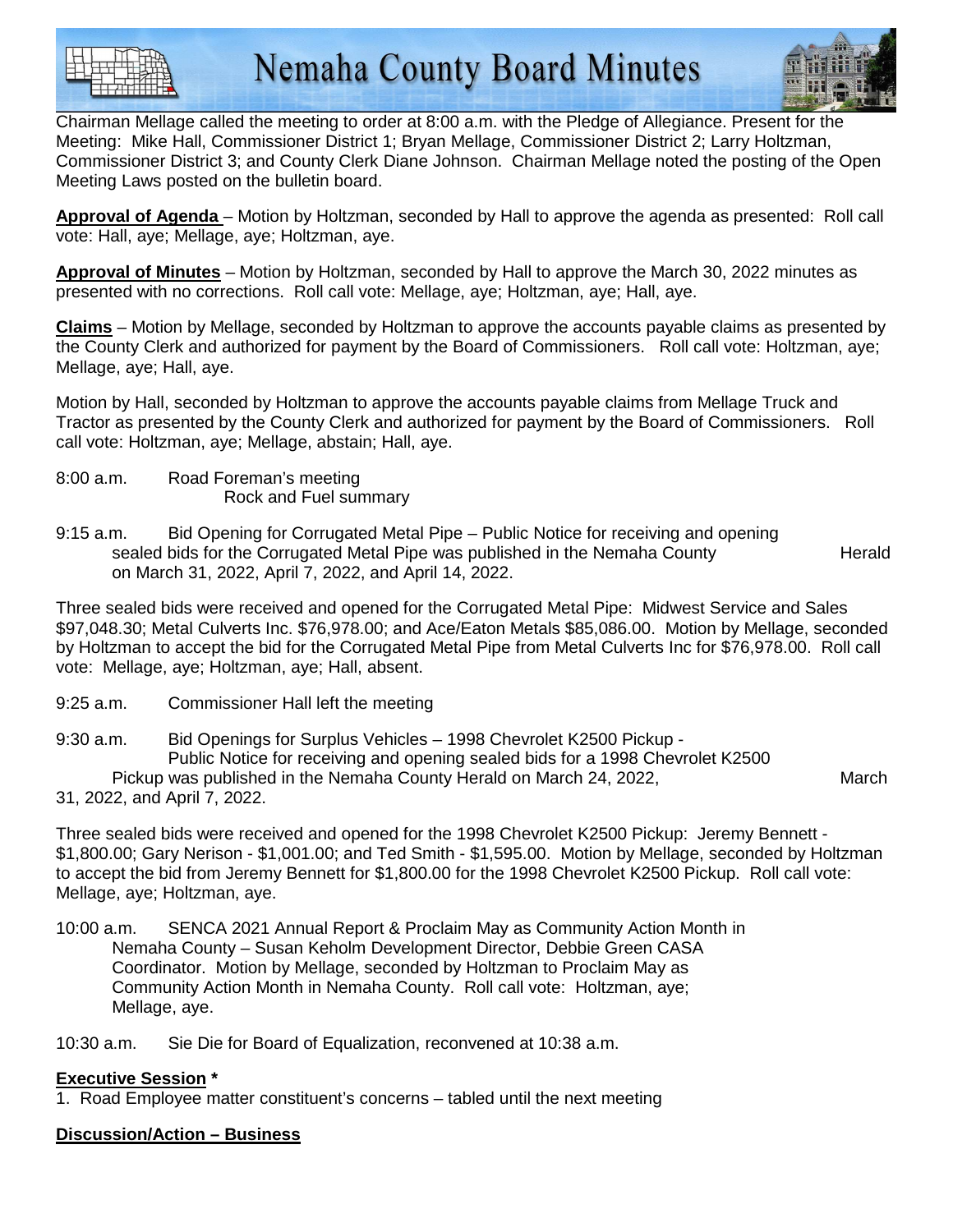Chairman Mellage called the meeting to order at 8:00 a.m. with the Pledge of Allegiance. Present for the Meeting: Mike Hall, Commissioner District 1; Bryan Mellage, Commissioner District 2; Larry Holtzman, Commissioner District 3; and County Clerk Diane Johnson. Chairman Mellage noted the posting of the Open Meeting Laws posted on the bulletin board.

**Approval of Agenda** – Motion by Holtzman, seconded by Hall to approve the agenda as presented: Roll call vote: Hall, aye; Mellage, aye; Holtzman, aye.

**Approval of Minutes** – Motion by Holtzman, seconded by Hall to approve the March 30, 2022 minutes as presented with no corrections. Roll call vote: Mellage, aye; Holtzman, aye; Hall, aye.

**Claims** – Motion by Mellage, seconded by Holtzman to approve the accounts payable claims as presented by the County Clerk and authorized for payment by the Board of Commissioners. Roll call vote: Holtzman, aye; Mellage, aye; Hall, aye.

Motion by Hall, seconded by Holtzman to approve the accounts payable claims from Mellage Truck and Tractor as presented by the County Clerk and authorized for payment by the Board of Commissioners. Roll call vote: Holtzman, aye; Mellage, abstain; Hall, aye.

8:00 a.m. Road Foreman's meeting
Rock and Fuel summary

9:15 a.m. Bid Opening for Corrugated Metal Pipe – Public Notice for receiving and opening sealed bids for the Corrugated Metal Pipe was published in the Nemaha County Herald on March 31, 2022, April 7, 2022, and April 14, 2022.

Three sealed bids were received and opened for the Corrugated Metal Pipe: Midwest Service and Sales $97,048.30; Metal Culverts Inc. $76,978.00; and Ace/Eaton Metals $85,086.00. Motion by Mellage, seconded by Holtzman to accept the bid for the Corrugated Metal Pipe from Metal Culverts Inc for $76,978.00. Roll call vote: Mellage, aye; Holtzman, aye; Hall, absent.

9:25 a.m. Commissioner Hall left the meeting

9:30 a.m. Bid Openings for Surplus Vehicles – 1998 Chevrolet K2500 Pickup -
Public Notice for receiving and opening sealed bids for a 1998 Chevrolet K2500 Pickup was published in the Nemaha County Herald on March 24, 2022, March 31, 2022, and April 7, 2022.

Three sealed bids were received and opened for the 1998 Chevrolet K2500 Pickup: Jeremy Bennett - $1,800.00; Gary Nerison - $1,001.00; and Ted Smith - $1,595.00. Motion by Mellage, seconded by Holtzman to accept the bid from Jeremy Bennett for $1,800.00 for the 1998 Chevrolet K2500 Pickup. Roll call vote: Mellage, aye; Holtzman, aye.

10:00 a.m. SENCA 2021 Annual Report & Proclaim May as Community Action Month in Nemaha County – Susan Keholm Development Director, Debbie Green CASA Coordinator. Motion by Mellage, seconded by Holtzman to Proclaim May as Community Action Month in Nemaha County. Roll call vote: Holtzman, aye; Mellage, aye.

10:30 a.m. Sie Die for Board of Equalization, reconvened at 10:38 a.m.

**Executive Session ***

1. Road Employee matter constituent's concerns – tabled until the next meeting

**Discussion/Action – Business**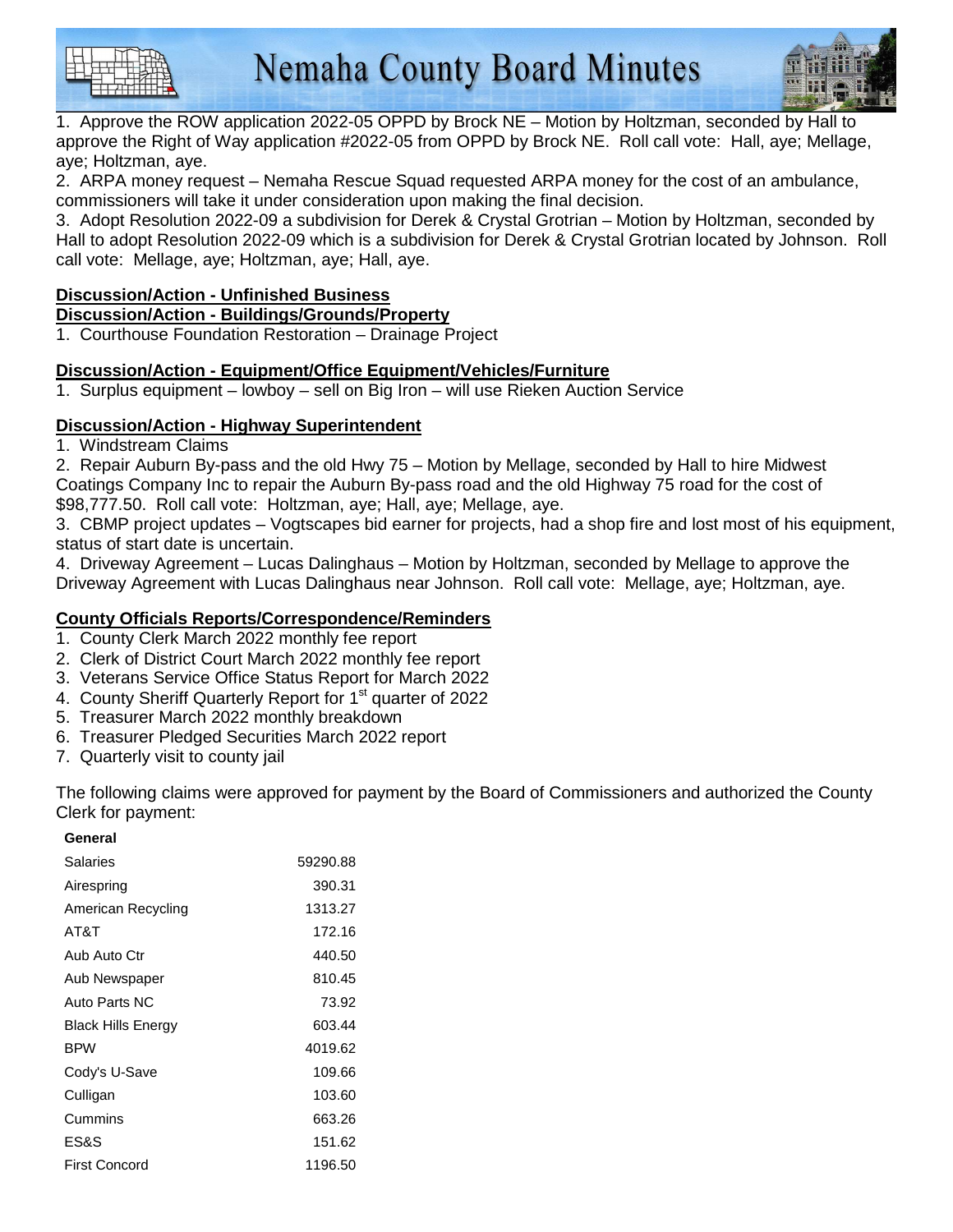1. Approve the ROW application 2022-05 OPPD by Brock NE – Motion by Holtzman, seconded by Hall to approve the Right of Way application #2022-05 from OPPD by Brock NE. Roll call vote: Hall, aye; Mellage, aye; Holtzman, aye.
2. ARPA money request – Nemaha Rescue Squad requested ARPA money for the cost of an ambulance, commissioners will take it under consideration upon making the final decision.
3. Adopt Resolution 2022-09 a subdivision for Derek & Crystal Grotrian – Motion by Holtzman, seconded by Hall to adopt Resolution 2022-09 which is a subdivision for Derek & Crystal Grotrian located by Johnson. Roll call vote: Mellage, aye; Holtzman, aye; Hall, aye.

**Discussion/Action - Unfinished Business**

**Discussion/Action - Buildings/Grounds/Property**

1. Courthouse Foundation Restoration – Drainage Project

**Discussion/Action - Equipment/Office Equipment/Vehicles/Furniture**

1. Surplus equipment – lowboy – sell on Big Iron – will use Rieken Auction Service

**Discussion/Action - Highway Superintendent**

1. Windstream Claims
2. Repair Auburn By-pass and the old Hwy 75 – Motion by Mellage, seconded by Hall to hire Midwest Coatings Company Inc to repair the Auburn By-pass road and the old Highway 75 road for the cost of $98,777.50. Roll call vote: Holtzman, aye; Hall, aye; Mellage, aye.
3. CBMP project updates – Vogtscapes bid earner for projects, had a shop fire and lost most of his equipment, status of start date is uncertain.
4. Driveway Agreement – Lucas Dalinghaus – Motion by Holtzman, seconded by Mellage to approve the Driveway Agreement with Lucas Dalinghaus near Johnson. Roll call vote: Mellage, aye; Holtzman, aye.

**County Officials Reports/Correspondence/Reminders**

1. County Clerk March 2022 monthly fee report
2. Clerk of District Court March 2022 monthly fee report
3. Veterans Service Office Status Report for March 2022
4. County Sheriff Quarterly Report for 1st quarter of 2022
5. Treasurer March 2022 monthly breakdown
6. Treasurer Pledged Securities March 2022 report
7. Quarterly visit to county jail

The following claims were approved for payment by the Board of Commissioners and authorized the County Clerk for payment:

| General | |
|---|---|
| Salaries | 59290.88 |
| Airespring | 390.31 |
| American Recycling | 1313.27 |
| AT&T | 172.16 |
| Aub Auto Ctr | 440.50 |
| Aub Newspaper | 810.45 |
| Auto Parts NC | 73.92 |
| Black Hills Energy | 603.44 |
| BPW | 4019.62 |
| Cody's U-Save | 109.66 |
| Culligan | 103.60 |
| Cummins | 663.26 |
| ES&S | 151.62 |
| First Concord | 1196.50 |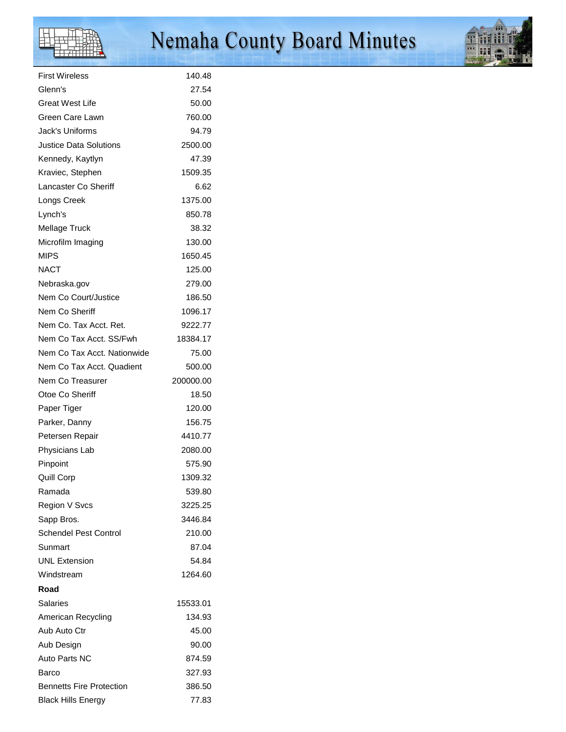| | |
|---|---|
| First Wireless | 140.48 |
| Glenn's | 27.54 |
| Great West Life | 50.00 |
| Green Care Lawn | 760.00 |
| Jack's Uniforms | 94.79 |
| Justice Data Solutions | 2500.00 |
| Kennedy, Kaytlyn | 47.39 |
| Kraviec, Stephen | 1509.35 |
| Lancaster Co Sheriff | 6.62 |
| Longs Creek | 1375.00 |
| Lynch's | 850.78 |
| Mellage Truck | 38.32 |
| Microfilm Imaging | 130.00 |
| MIPS | 1650.45 |
| NACT | 125.00 |
| Nebraska.gov | 279.00 |
| Nem Co Court/Justice | 186.50 |
| Nem Co Sheriff | 1096.17 |
| Nem Co. Tax Acct. Ret. | 9222.77 |
| Nem Co Tax Acct. SS/Fwh | 18384.17 |
| Nem Co Tax Acct. Nationwide | 75.00 |
| Nem Co Tax Acct. Quadient | 500.00 |
| Nem Co Treasurer | 200000.00 |
| Otoe Co Sheriff | 18.50 |
| Paper Tiger | 120.00 |
| Parker, Danny | 156.75 |
| Petersen Repair | 4410.77 |
| Physicians Lab | 2080.00 |
| Pinpoint | 575.90 |
| Quill Corp | 1309.32 |
| Ramada | 539.80 |
| Region V Svcs | 3225.25 |
| Sapp Bros. | 3446.84 |
| Schendel Pest Control | 210.00 |
| Sunmart | 87.04 |
| UNL Extension | 54.84 |
| Windstream | 1264.60 |
| **Road** | |
| Salaries | 15533.01 |
| American Recycling | 134.93 |
| Aub Auto Ctr | 45.00 |
| Aub Design | 90.00 |
| Auto Parts NC | 874.59 |
| Barco | 327.93 |
| Bennetts Fire Protection | 386.50 |
| Black Hills Energy | 77.83 |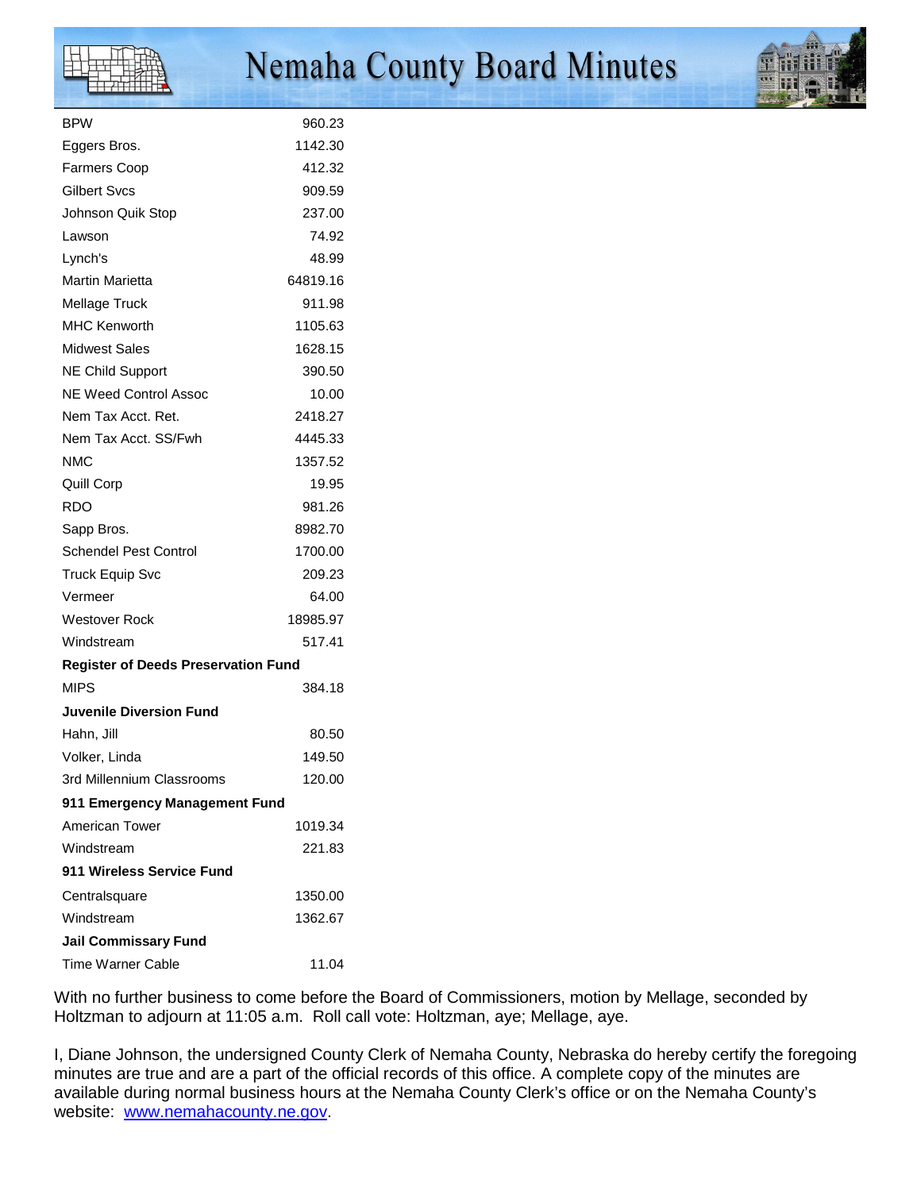| | |
|---|---|
| BPW | 960.23 |
| Eggers Bros. | 1142.30 |
| Farmers Coop | 412.32 |
| Gilbert Svcs | 909.59 |
| Johnson Quik Stop | 237.00 |
| Lawson | 74.92 |
| Lynch's | 48.99 |
| Martin Marietta | 64819.16 |
| Mellage Truck | 911.98 |
| MHC Kenworth | 1105.63 |
| Midwest Sales | 1628.15 |
| NE Child Support | 390.50 |
| NE Weed Control Assoc | 10.00 |
| Nem Tax Acct. Ret. | 2418.27 |
| Nem Tax Acct. SS/Fwh | 4445.33 |
| NMC | 1357.52 |
| Quill Corp | 19.95 |
| RDO | 981.26 |
| Sapp Bros. | 8982.70 |
| Schendel Pest Control | 1700.00 |
| Truck Equip Svc | 209.23 |
| Vermeer | 64.00 |
| Westover Rock | 18985.97 |
| Windstream | 517.41 |
| **Register of Deeds Preservation Fund** | |
| MIPS | 384.18 |
| **Juvenile Diversion Fund** | |
| Hahn, Jill | 80.50 |
| Volker, Linda | 149.50 |
| 3rd Millennium Classrooms | 120.00 |
| **911 Emergency Management Fund** | |
| American Tower | 1019.34 |
| Windstream | 221.83 |
| **911 Wireless Service Fund** | |
| Centralsquare | 1350.00 |
| Windstream | 1362.67 |
| **Jail Commissary Fund** | |
| Time Warner Cable | 11.04 |

With no further business to come before the Board of Commissioners, motion by Mellage, seconded by Holtzman to adjourn at 11:05 a.m. Roll call vote: Holtzman, aye; Mellage, aye.

I, Diane Johnson, the undersigned County Clerk of Nemaha County, Nebraska do hereby certify the foregoing minutes are true and are a part of the official records of this office. A complete copy of the minutes are available during normal business hours at the Nemaha County Clerk's office or on the Nemaha County's website: [www.nemahacounty.ne.gov](http://www.nemahacounty.ne.gov).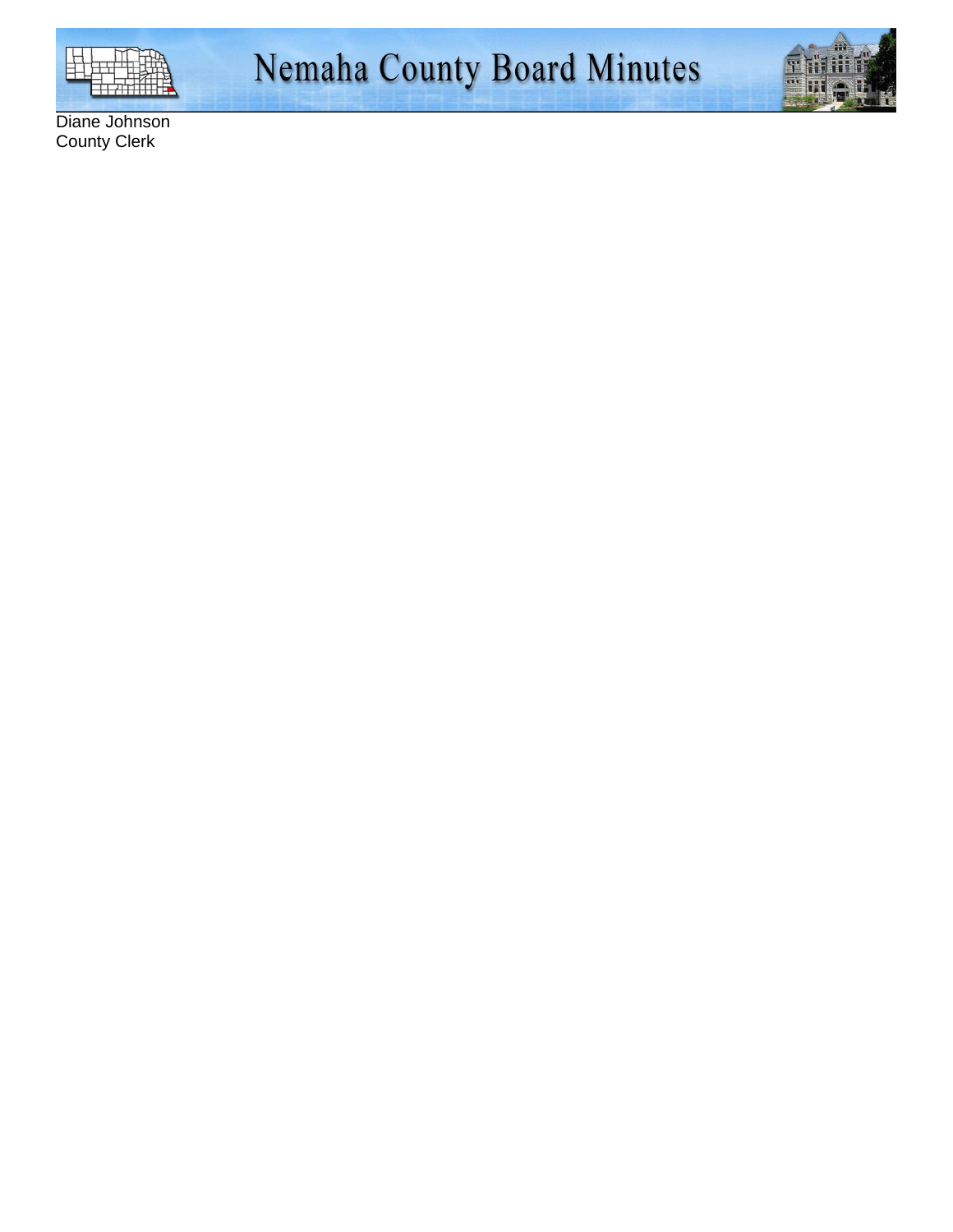Diane Johnson
County Clerk